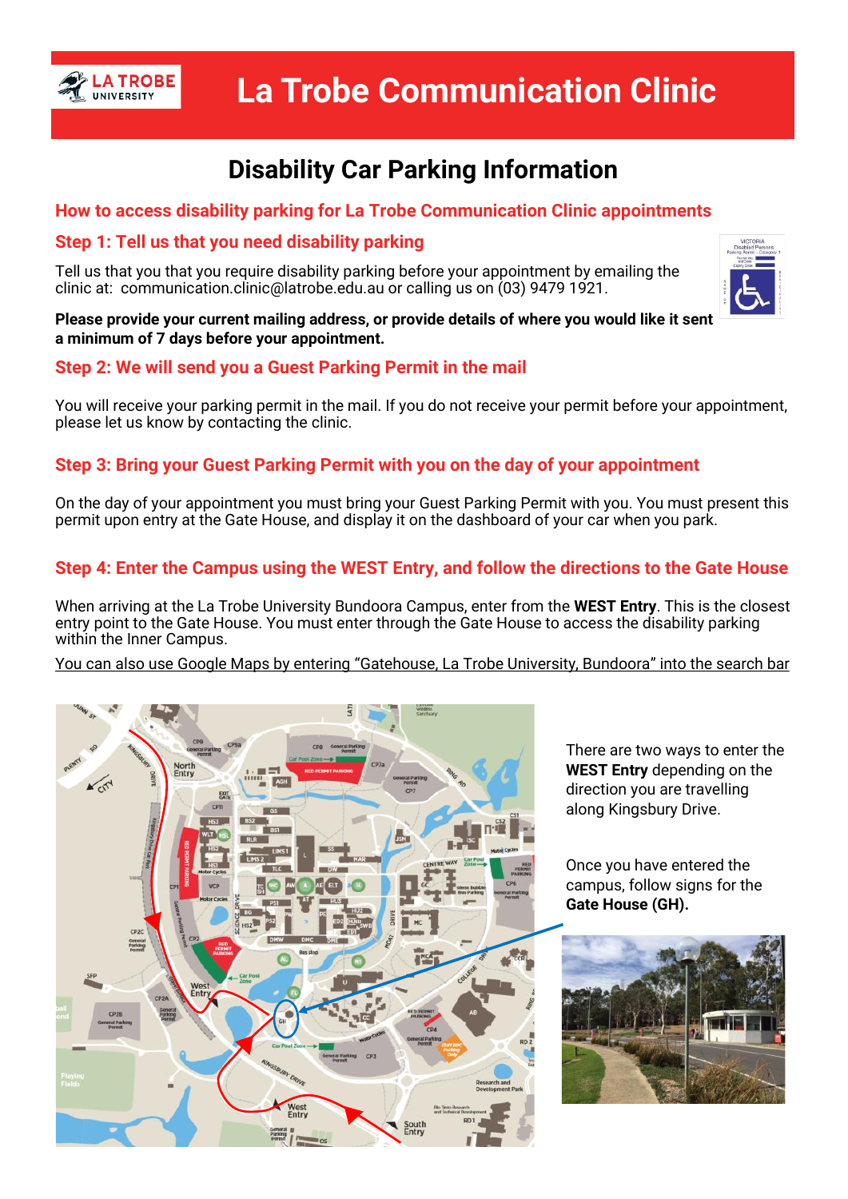# La Trobe Communication Clinic

## Disability Car Parking Information

### How to access disability parking for La Trobe Communication Clinic appointments

### Step 1: Tell us that you need disability parking

Tell us that you require disability parking before your appointment by emailing the clinic at: communication.clinic@latrobe.edu.au or calling us on (03) 9479 1921.

**Please provide your current mailing address, or provide details of where you would like it sent a minimum of 7 days before your appointment.**

### Step 2: We will send you a Guest Parking Permit in the mail

You will receive your parking permit in the mail. If you do not receive your permit before your appointment, please let us know by contacting the clinic.

### Step 3: Bring your Guest Parking Permit with you on the day of your appointment

On the day of your appointment you must bring your Guest Parking Permit with you. You must present this permit upon entry at the Gate House, and display it on the dashboard of your car when you park.

### Step 4: Enter the Campus using the WEST Entry, and follow the directions to the Gate House

When arriving at the La Trobe University Bundoora Campus, enter from the **WEST Entry**. This is the closest entry point to the Gate House. You must enter through the Gate House to access the disability parking within the Inner Campus.

You can also use Google Maps by entering "Gatehouse, La Trobe University, Bundoora" into the search bar

There are two ways to enter the **WEST Entry** depending on the direction you are travelling along Kingsbury Drive.

Once you have entered the campus, follow signs for the **Gate House (GH).**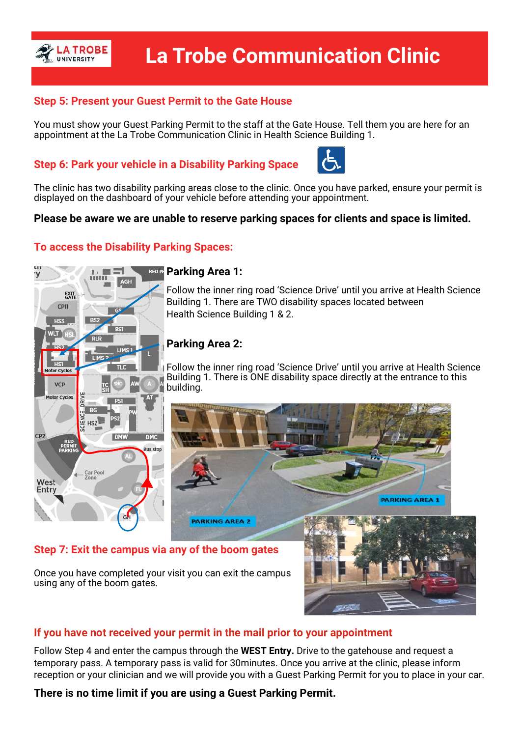# La Trobe Communication Clinic

## Step 5: Present your Guest Permit to the Gate House

You must show your Guest Parking Permit to the staff at the Gate House. Tell them you are here for an appointment at the La Trobe Communication Clinic in Health Science Building 1.

## Step 6: Park your vehicle in a Disability Parking Space

The clinic has two disability parking areas close to the clinic. Once you have parked, ensure your permit is displayed on the dashboard of your vehicle before attending your appointment.

**Please be aware we are unable to reserve parking spaces for clients and space is limited.**

## To access the Disability Parking Spaces:

### Parking Area 1:

Follow the inner ring road 'Science Drive' until you arrive at Health Science Building 1. There are TWO disability spaces located between Health Science Building 1 & 2.

### Parking Area 2:

Follow the inner ring road 'Science Drive' until you arrive at Health Science Building 1. There is ONE disability space directly at the entrance to this building.

PARKING AREA 1

PARKING AREA 2

## Step 7: Exit the campus via any of the boom gates

Once you have completed your visit you can exit the campus using any of the boom gates.

## If you have not received your permit in the mail prior to your appointment

Follow Step 4 and enter the campus through the **WEST Entry.** Drive to the gatehouse and request a temporary pass. A temporary pass is valid for 30minutes. Once you arrive at the clinic, please inform reception or your clinician and we will provide you with a Guest Parking Permit for you to place in your car.

**There is no time limit if you are using a Guest Parking Permit.**